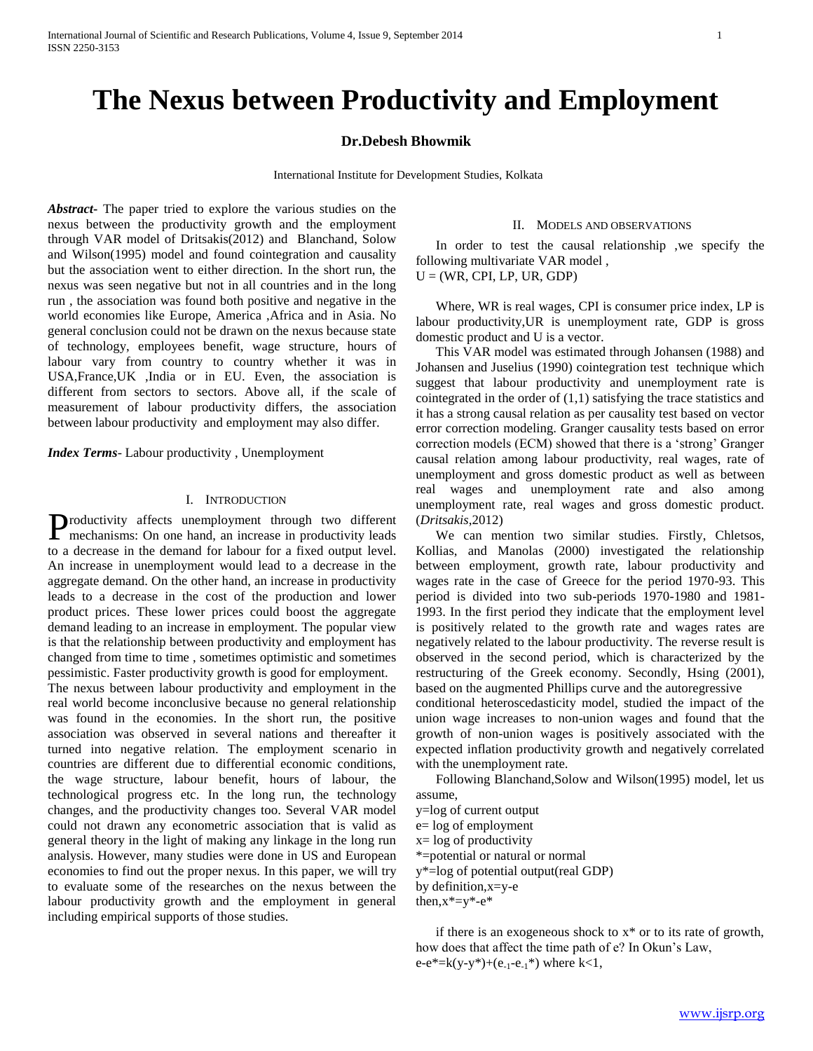# The Nexus between Productivity and Employment

**Dr.Debesh Bhowmik**

International Institute for Development Studies, Kolkata

***Abstract***- The paper tried to explore the various studies on the nexus between the productivity growth and the employment through VAR model of Dritsakis(2012) and Blanchand, Solow and Wilson(1995) model and found cointegration and causality but the association went to either direction. In the short run, the nexus was seen negative but not in all countries and in the long run , the association was found both positive and negative in the world economies like Europe, America ,Africa and in Asia. No general conclusion could not be drawn on the nexus because state of technology, employees benefit, wage structure, hours of labour vary from country to country whether it was in USA,France,UK ,India or in EU. Even, the association is different from sectors to sectors. Above all, if the scale of measurement of labour productivity differs, the association between labour productivity and employment may also differ.

***Index Terms***- Labour productivity , Unemployment

## I. Introduction

Productivity affects unemployment through two different mechanisms: On one hand, an increase in productivity leads to a decrease in the demand for labour for a fixed output level. An increase in unemployment would lead to a decrease in the aggregate demand. On the other hand, an increase in productivity leads to a decrease in the cost of the production and lower product prices. These lower prices could boost the aggregate demand leading to an increase in employment. The popular view is that the relationship between productivity and employment has changed from time to time , sometimes optimistic and sometimes pessimistic. Faster productivity growth is good for employment.

The nexus between labour productivity and employment in the real world become inconclusive because no general relationship was found in the economies. In the short run, the positive association was observed in several nations and thereafter it turned into negative relation. The employment scenario in countries are different due to differential economic conditions, the wage structure, labour benefit, hours of labour, the technological progress etc. In the long run, the technology changes, and the productivity changes too. Several VAR model could not drawn any econometric association that is valid as general theory in the light of making any linkage in the long run analysis. However, many studies were done in US and European economies to find out the proper nexus. In this paper, we will try to evaluate some of the researches on the nexus between the labour productivity growth and the employment in general including empirical supports of those studies.

## II. Models and Observations

In order to test the causal relationship ,we specify the following multivariate VAR model ,
U = (WR, CPI, LP, UR, GDP)

Where, WR is real wages, CPI is consumer price index, LP is labour productivity,UR is unemployment rate, GDP is gross domestic product and U is a vector.

This VAR model was estimated through Johansen (1988) and Johansen and Juselius (1990) cointegration test technique which suggest that labour productivity and unemployment rate is cointegrated in the order of (1,1) satisfying the trace statistics and it has a strong causal relation as per causality test based on vector error correction modeling. Granger causality tests based on error correction models (ECM) showed that there is a 'strong' Granger causal relation among labour productivity, real wages, rate of unemployment and gross domestic product as well as between real wages and unemployment rate and also among unemployment rate, real wages and gross domestic product. (*Dritsakis*,2012)

We can mention two similar studies. Firstly, Chletsos, Kollias, and Manolas (2000) investigated the relationship between employment, growth rate, labour productivity and wages rate in the case of Greece for the period 1970-93. This period is divided into two sub-periods 1970-1980 and 1981-1993. In the first period they indicate that the employment level is positively related to the growth rate and wages rates are negatively related to the labour productivity. The reverse result is observed in the second period, which is characterized by the restructuring of the Greek economy. Secondly, Hsing (2001), based on the augmented Phillips curve and the autoregressive conditional heteroscedasticity model, studied the impact of the union wage increases to non-union wages and found that the growth of non-union wages is positively associated with the expected inflation productivity growth and negatively correlated with the unemployment rate.

Following Blanchand,Solow and Wilson(1995) model, let us assume,

y=log of current output
e= log of employment
x= log of productivity
*=potential or natural or normal
y*=log of potential output(real GDP)
by definition,x=y-e
then,x*=y*-e*

if there is an exogeneous shock to x* or to its rate of growth, how does that affect the time path of e? In Okun's Law,
$e-e^*=k(y-y^*)+(e_{-1}-e_{-1}^*)$ where k<1,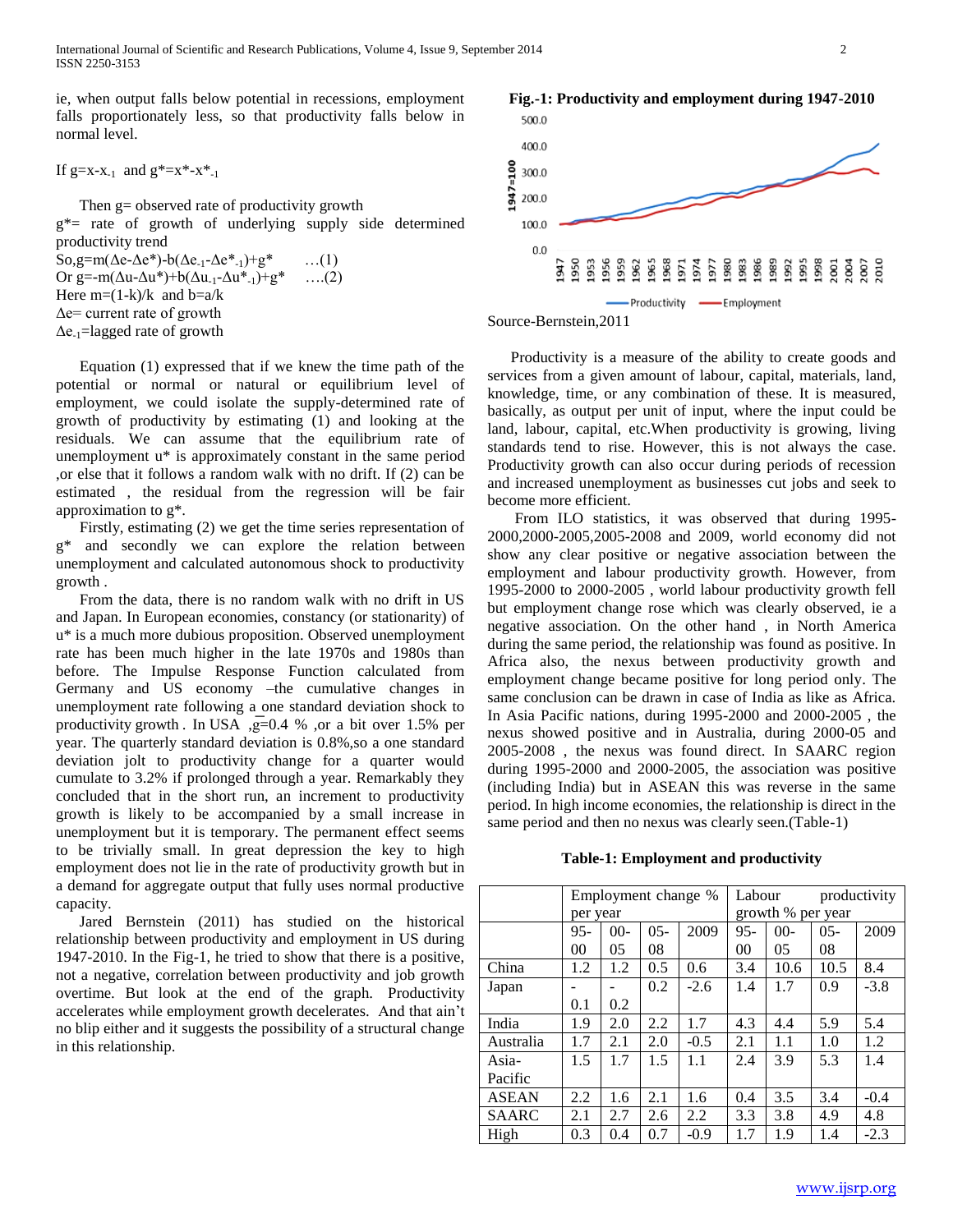ie, when output falls below potential in recessions, employment falls proportionately less, so that productivity falls below in normal level.

If $g=x-x_{-1}$ and $g^*=x^*-x^*_{-1}$

Then g= observed rate of productivity growth

$g^*$= rate of growth of underlying supply side determined productivity trend

So, $g=m(\Delta e-\Delta e^*)-b(\Delta e_{-1}-\Delta e^*_{-1})+g^*$ …(1)

Or $g=-m(\Delta u-\Delta u^*)+b(\Delta u_{-1}-\Delta u^*_{-1})+g^*$ ….(2)

Here $m=(1-k)/k$ and $b=a/k$

$\Delta e$= current rate of growth

$\Delta e_{-1}$=lagged rate of growth

Equation (1) expressed that if we knew the time path of the potential or normal or natural or equilibrium level of employment, we could isolate the supply-determined rate of growth of productivity by estimating (1) and looking at the residuals. We can assume that the equilibrium rate of unemployment $u^*$ is approximately constant in the same period ,or else that it follows a random walk with no drift. If (2) can be estimated , the residual from the regression will be fair approximation to $g^*$.

Firstly, estimating (2) we get the time series representation of $g^*$ and secondly we can explore the relation between unemployment and calculated autonomous shock to productivity growth .

From the data, there is no random walk with no drift in US and Japan. In European economies, constancy (or stationarity) of $u^*$ is a much more dubious proposition. Observed unemployment rate has been much higher in the late 1970s and 1980s than before. The Impulse Response Function calculated from Germany and US economy –the cumulative changes in unemployment rate following a one standard deviation shock to productivity growth . In USA ,$\bar{g}$=0.4 % ,or a bit over 1.5% per year. The quarterly standard deviation is 0.8%,so a one standard deviation jolt to productivity change for a quarter would cumulate to 3.2% if prolonged through a year. Remarkably they concluded that in the short run, an increment to productivity growth is likely to be accompanied by a small increase in unemployment but it is temporary. The permanent effect seems to be trivially small. In great depression the key to high employment does not lie in the rate of productivity growth but in a demand for aggregate output that fully uses normal productive capacity.

Jared Bernstein (2011) has studied on the historical relationship between productivity and employment in US during 1947-2010. In the Fig-1, he tried to show that there is a positive, not a negative, correlation between productivity and job growth overtime. But look at the end of the graph. Productivity accelerates while employment growth decelerates. And that ain't no blip either and it suggests the possibility of a structural change in this relationship.

**Fig.-1: Productivity and employment during 1947-2010**

Source-Bernstein,2011

Productivity is a measure of the ability to create goods and services from a given amount of labour, capital, materials, land, knowledge, time, or any combination of these. It is measured, basically, as output per unit of input, where the input could be land, labour, capital, etc.When productivity is growing, living standards tend to rise. However, this is not always the case. Productivity growth can also occur during periods of recession and increased unemployment as businesses cut jobs and seek to become more efficient.

From ILO statistics, it was observed that during 1995-2000,2000-2005,2005-2008 and 2009, world economy did not show any clear positive or negative association between the employment and labour productivity growth. However, from 1995-2000 to 2000-2005 , world labour productivity growth fell but employment change rose which was clearly observed, ie a negative association. On the other hand , in North America during the same period, the relationship was found as positive. In Africa also, the nexus between productivity growth and employment change became positive for long period only. The same conclusion can be drawn in case of India as like as Africa. In Asia Pacific nations, during 1995-2000 and 2000-2005 , the nexus showed positive and in Australia, during 2000-05 and 2005-2008 , the nexus was found direct. In SAARC region during 1995-2000 and 2000-2005, the association was positive (including India) but in ASEAN this was reverse in the same period. In high income economies, the relationship is direct in the same period and then no nexus was clearly seen.(Table-1)

**Table-1: Employment and productivity**

| | Employment change % per year | | | | Labour productivity growth % per year | | | |
|---|---|---|---|---|---|---|---|---|
| | 95-00 | 00-05 | 05-08 | 2009 | 95-00 | 00-05 | 05-08 | 2009 |
| China | 1.2 | 1.2 | 0.5 | 0.6 | 3.4 | 10.6 | 10.5 | 8.4 |
| Japan | -0.1 | -0.2 | 0.2 | -2.6 | 1.4 | 1.7 | 0.9 | -3.8 |
| India | 1.9 | 2.0 | 2.2 | 1.7 | 4.3 | 4.4 | 5.9 | 5.4 |
| Australia | 1.7 | 2.1 | 2.0 | -0.5 | 2.1 | 1.1 | 1.0 | 1.2 |
| Asia-Pacific | 1.5 | 1.7 | 1.5 | 1.1 | 2.4 | 3.9 | 5.3 | 1.4 |
| ASEAN | 2.2 | 1.6 | 2.1 | 1.6 | 0.4 | 3.5 | 3.4 | -0.4 |
| SAARC | 2.1 | 2.7 | 2.6 | 2.2 | 3.3 | 3.8 | 4.9 | 4.8 |
| High | 0.3 | 0.4 | 0.7 | -0.9 | 1.7 | 1.9 | 1.4 | -2.3 |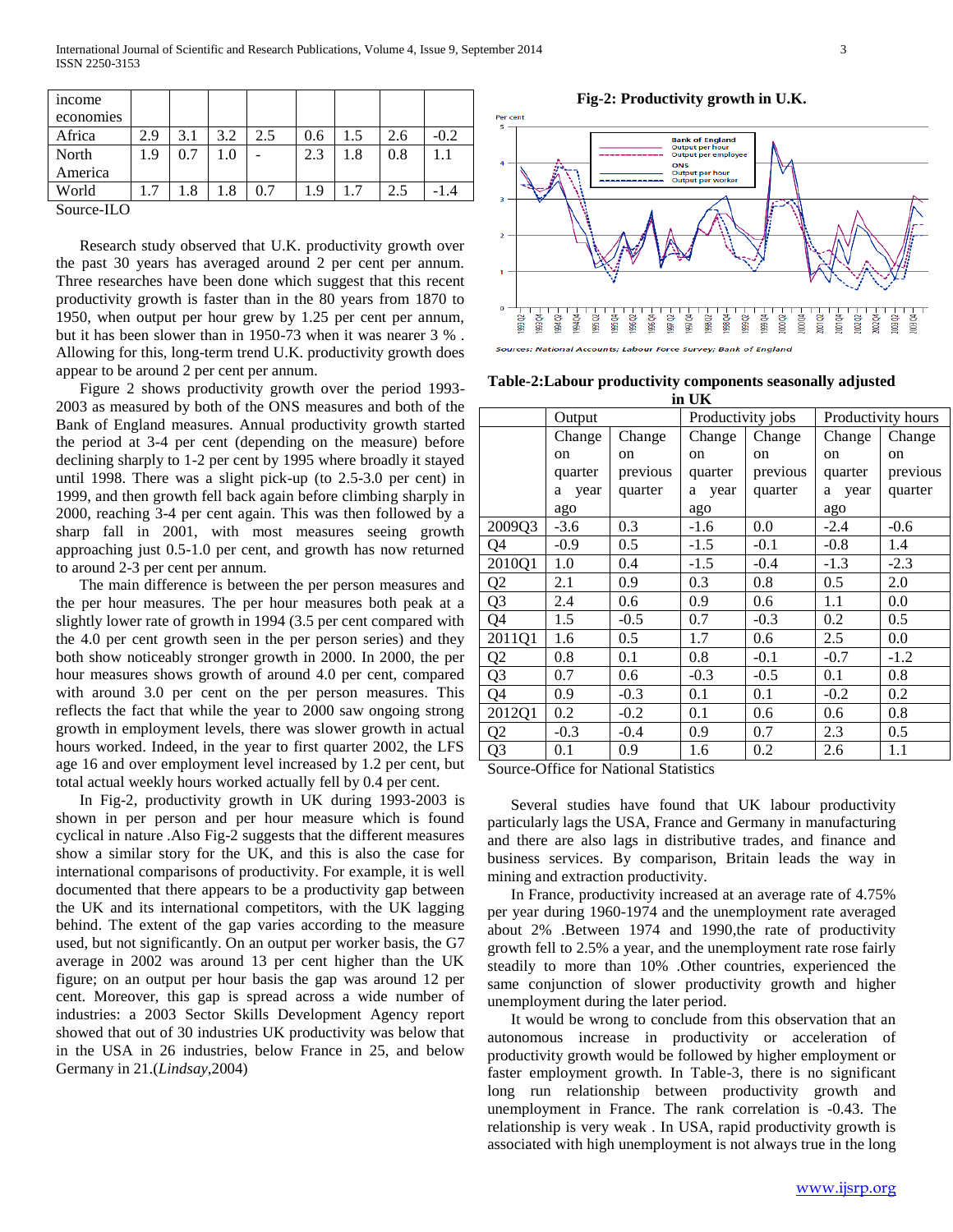| income economies | | | | | | | | |
|---|---|---|---|---|---|---|---|---|
| Africa | 2.9 | 3.1 | 3.2 | 2.5 | 0.6 | 1.5 | 2.6 | -0.2 |
| North America | 1.9 | 0.7 | 1.0 | - | 2.3 | 1.8 | 0.8 | 1.1 |
| World | 1.7 | 1.8 | 1.8 | 0.7 | 1.9 | 1.7 | 2.5 | -1.4 |

Source-ILO

Research study observed that U.K. productivity growth over the past 30 years has averaged around 2 per cent per annum. Three researches have been done which suggest that this recent productivity growth is faster than in the 80 years from 1870 to 1950, when output per hour grew by 1.25 per cent per annum, but it has been slower than in 1950-73 when it was nearer 3 % . Allowing for this, long-term trend U.K. productivity growth does appear to be around 2 per cent per annum.

Figure 2 shows productivity growth over the period 1993-2003 as measured by both of the ONS measures and both of the Bank of England measures. Annual productivity growth started the period at 3-4 per cent (depending on the measure) before declining sharply to 1-2 per cent by 1995 where broadly it stayed until 1998. There was a slight pick-up (to 2.5-3.0 per cent) in 1999, and then growth fell back again before climbing sharply in 2000, reaching 3-4 per cent again. This was then followed by a sharp fall in 2001, with most measures seeing growth approaching just 0.5-1.0 per cent, and growth has now returned to around 2-3 per cent per annum.

The main difference is between the per person measures and the per hour measures. The per hour measures both peak at a slightly lower rate of growth in 1994 (3.5 per cent compared with the 4.0 per cent growth seen in the per person series) and they both show noticeably stronger growth in 2000. In 2000, the per hour measures shows growth of around 4.0 per cent, compared with around 3.0 per cent on the per person measures. This reflects the fact that while the year to 2000 saw ongoing strong growth in employment levels, there was slower growth in actual hours worked. Indeed, in the year to first quarter 2002, the LFS age 16 and over employment level increased by 1.2 per cent, but total actual weekly hours worked actually fell by 0.4 per cent.

In Fig-2, productivity growth in UK during 1993-2003 is shown in per person and per hour measure which is found cyclical in nature .Also Fig-2 suggests that the different measures show a similar story for the UK, and this is also the case for international comparisons of productivity. For example, it is well documented that there appears to be a productivity gap between the UK and its international competitors, with the UK lagging behind. The extent of the gap varies according to the measure used, but not significantly. On an output per worker basis, the G7 average in 2002 was around 13 per cent higher than the UK figure; on an output per hour basis the gap was around 12 per cent. Moreover, this gap is spread across a wide number of industries: a 2003 Sector Skills Development Agency report showed that out of 30 industries UK productivity was below that in the USA in 26 industries, below France in 25, and below Germany in 21.(*Lindsay*,2004)

**Fig-2: Productivity growth in U.K.**

Sources: National Accounts; Labour Force Survey; Bank of England

**Table-2:Labour productivity components seasonally adjusted in UK**

| | Output | | Productivity jobs | | Productivity hours | |
|---|---|---|---|---|---|---|
| | Change on quarter a year ago | Change on previous quarter | Change on quarter a year ago | Change on previous quarter | Change on quarter a year ago | Change on previous quarter |
| 2009Q3 | -3.6 | 0.3 | -1.6 | 0.0 | -2.4 | -0.6 |
| Q4 | -0.9 | 0.5 | -1.5 | -0.1 | -0.8 | 1.4 |
| 2010Q1 | 1.0 | 0.4 | -1.5 | -0.4 | -1.3 | -2.3 |
| Q2 | 2.1 | 0.9 | 0.3 | 0.8 | 0.5 | 2.0 |
| Q3 | 2.4 | 0.6 | 0.9 | 0.6 | 1.1 | 0.0 |
| Q4 | 1.5 | -0.5 | 0.7 | -0.3 | 0.2 | 0.5 |
| 2011Q1 | 1.6 | 0.5 | 1.7 | 0.6 | 2.5 | 0.0 |
| Q2 | 0.8 | 0.1 | 0.8 | -0.1 | -0.7 | -1.2 |
| Q3 | 0.7 | 0.6 | -0.3 | -0.5 | 0.1 | 0.8 |
| Q4 | 0.9 | -0.3 | 0.1 | 0.1 | -0.2 | 0.2 |
| 2012Q1 | 0.2 | -0.2 | 0.1 | 0.6 | 0.6 | 0.8 |
| Q2 | -0.3 | -0.4 | 0.9 | 0.7 | 2.3 | 0.5 |
| Q3 | 0.1 | 0.9 | 1.6 | 0.2 | 2.6 | 1.1 |

Source-Office for National Statistics

Several studies have found that UK labour productivity particularly lags the USA, France and Germany in manufacturing and there are also lags in distributive trades, and finance and business services. By comparison, Britain leads the way in mining and extraction productivity.

In France, productivity increased at an average rate of 4.75% per year during 1960-1974 and the unemployment rate averaged about 2% .Between 1974 and 1990,the rate of productivity growth fell to 2.5% a year, and the unemployment rate rose fairly steadily to more than 10% .Other countries, experienced the same conjunction of slower productivity growth and higher unemployment during the later period.

It would be wrong to conclude from this observation that an autonomous increase in productivity or acceleration of productivity growth would be followed by higher employment or faster employment growth. In Table-3, there is no significant long run relationship between productivity growth and unemployment in France. The rank correlation is -0.43. The relationship is very weak . In USA, rapid productivity growth is associated with high unemployment is not always true in the long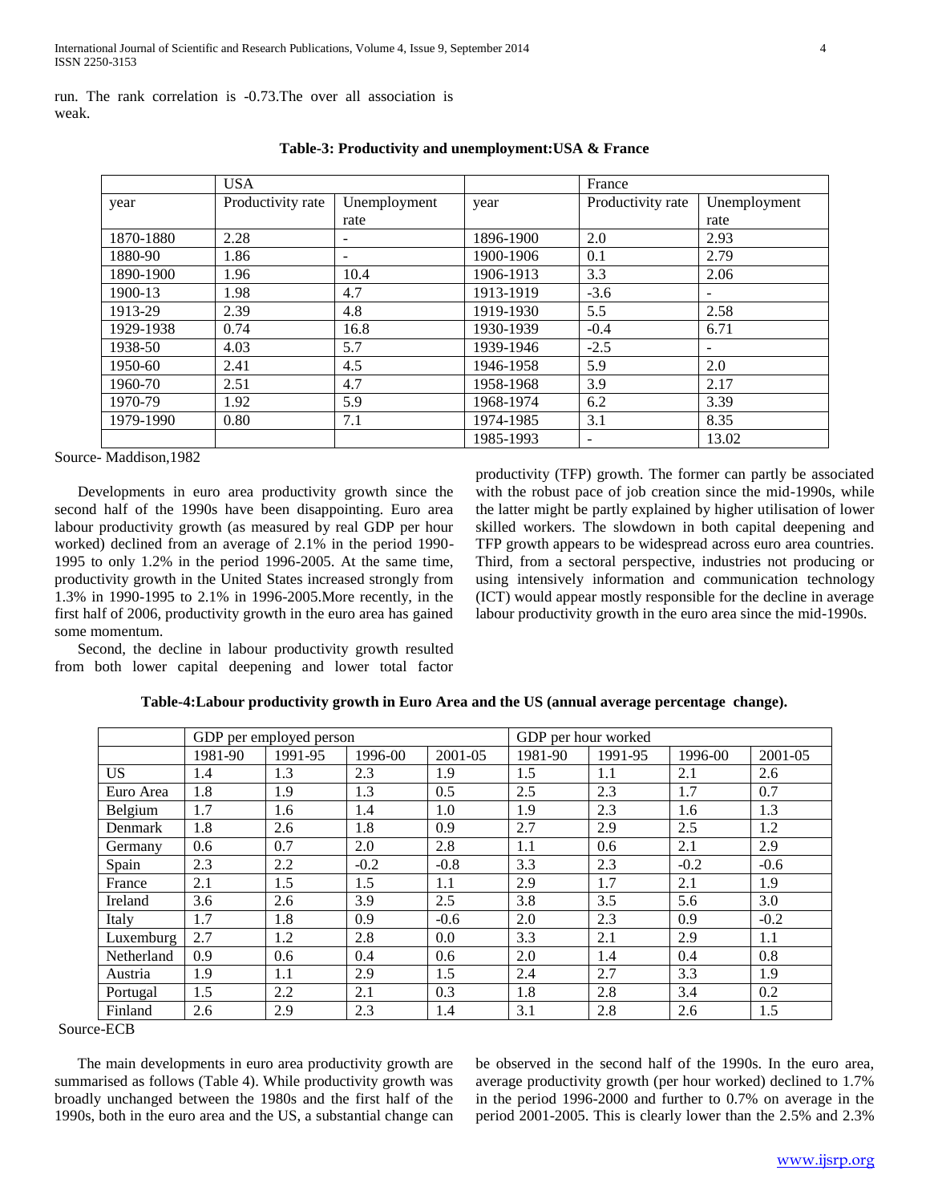run. The rank correlation is -0.73.The over all association is weak.

**Table-3: Productivity and unemployment:USA & France**

| | USA | | | France | |
|---|---|---|---|---|---|
| year | Productivity rate | Unemployment rate | year | Productivity rate | Unemployment rate |
| 1870-1880 | 2.28 | - | 1896-1900 | 2.0 | 2.93 |
| 1880-90 | 1.86 | - | 1900-1906 | 0.1 | 2.79 |
| 1890-1900 | 1.96 | 10.4 | 1906-1913 | 3.3 | 2.06 |
| 1900-13 | 1.98 | 4.7 | 1913-1919 | -3.6 | - |
| 1913-29 | 2.39 | 4.8 | 1919-1930 | 5.5 | 2.58 |
| 1929-1938 | 0.74 | 16.8 | 1930-1939 | -0.4 | 6.71 |
| 1938-50 | 4.03 | 5.7 | 1939-1946 | -2.5 | - |
| 1950-60 | 2.41 | 4.5 | 1946-1958 | 5.9 | 2.0 |
| 1960-70 | 2.51 | 4.7 | 1958-1968 | 3.9 | 2.17 |
| 1970-79 | 1.92 | 5.9 | 1968-1974 | 6.2 | 3.39 |
| 1979-1990 | 0.80 | 7.1 | 1974-1985 | 3.1 | 8.35 |
| | | | 1985-1993 | - | 13.02 |

Source- Maddison,1982

Developments in euro area productivity growth since the second half of the 1990s have been disappointing. Euro area labour productivity growth (as measured by real GDP per hour worked) declined from an average of 2.1% in the period 1990-1995 to only 1.2% in the period 1996-2005. At the same time, productivity growth in the United States increased strongly from 1.3% in 1990-1995 to 2.1% in 1996-2005.More recently, in the first half of 2006, productivity growth in the euro area has gained some momentum.

Second, the decline in labour productivity growth resulted from both lower capital deepening and lower total factor productivity (TFP) growth. The former can partly be associated with the robust pace of job creation since the mid-1990s, while the latter might be partly explained by higher utilisation of lower skilled workers. The slowdown in both capital deepening and TFP growth appears to be widespread across euro area countries. Third, from a sectoral perspective, industries not producing or using intensively information and communication technology (ICT) would appear mostly responsible for the decline in average labour productivity growth in the euro area since the mid-1990s.

**Table-4:Labour productivity growth in Euro Area and the US (annual average percentage change).**

| | GDP per employed person | | | | GDP per hour worked | | | |
|---|---|---|---|---|---|---|---|---|
| | 1981-90 | 1991-95 | 1996-00 | 2001-05 | 1981-90 | 1991-95 | 1996-00 | 2001-05 |
| US | 1.4 | 1.3 | 2.3 | 1.9 | 1.5 | 1.1 | 2.1 | 2.6 |
| Euro Area | 1.8 | 1.9 | 1.3 | 0.5 | 2.5 | 2.3 | 1.7 | 0.7 |
| Belgium | 1.7 | 1.6 | 1.4 | 1.0 | 1.9 | 2.3 | 1.6 | 1.3 |
| Denmark | 1.8 | 2.6 | 1.8 | 0.9 | 2.7 | 2.9 | 2.5 | 1.2 |
| Germany | 0.6 | 0.7 | 2.0 | 2.8 | 1.1 | 0.6 | 2.1 | 2.9 |
| Spain | 2.3 | 2.2 | -0.2 | -0.8 | 3.3 | 2.3 | -0.2 | -0.6 |
| France | 2.1 | 1.5 | 1.5 | 1.1 | 2.9 | 1.7 | 2.1 | 1.9 |
| Ireland | 3.6 | 2.6 | 3.9 | 2.5 | 3.8 | 3.5 | 5.6 | 3.0 |
| Italy | 1.7 | 1.8 | 0.9 | -0.6 | 2.0 | 2.3 | 0.9 | -0.2 |
| Luxemburg | 2.7 | 1.2 | 2.8 | 0.0 | 3.3 | 2.1 | 2.9 | 1.1 |
| Netherland | 0.9 | 0.6 | 0.4 | 0.6 | 2.0 | 1.4 | 0.4 | 0.8 |
| Austria | 1.9 | 1.1 | 2.9 | 1.5 | 2.4 | 2.7 | 3.3 | 1.9 |
| Portugal | 1.5 | 2.2 | 2.1 | 0.3 | 1.8 | 2.8 | 3.4 | 0.2 |
| Finland | 2.6 | 2.9 | 2.3 | 1.4 | 3.1 | 2.8 | 2.6 | 1.5 |

Source-ECB

The main developments in euro area productivity growth are summarised as follows (Table 4). While productivity growth was broadly unchanged between the 1980s and the first half of the 1990s, both in the euro area and the US, a substantial change can be observed in the second half of the 1990s. In the euro area, average productivity growth (per hour worked) declined to 1.7% in the period 1996-2000 and further to 0.7% on average in the period 2001-2005. This is clearly lower than the 2.5% and 2.3%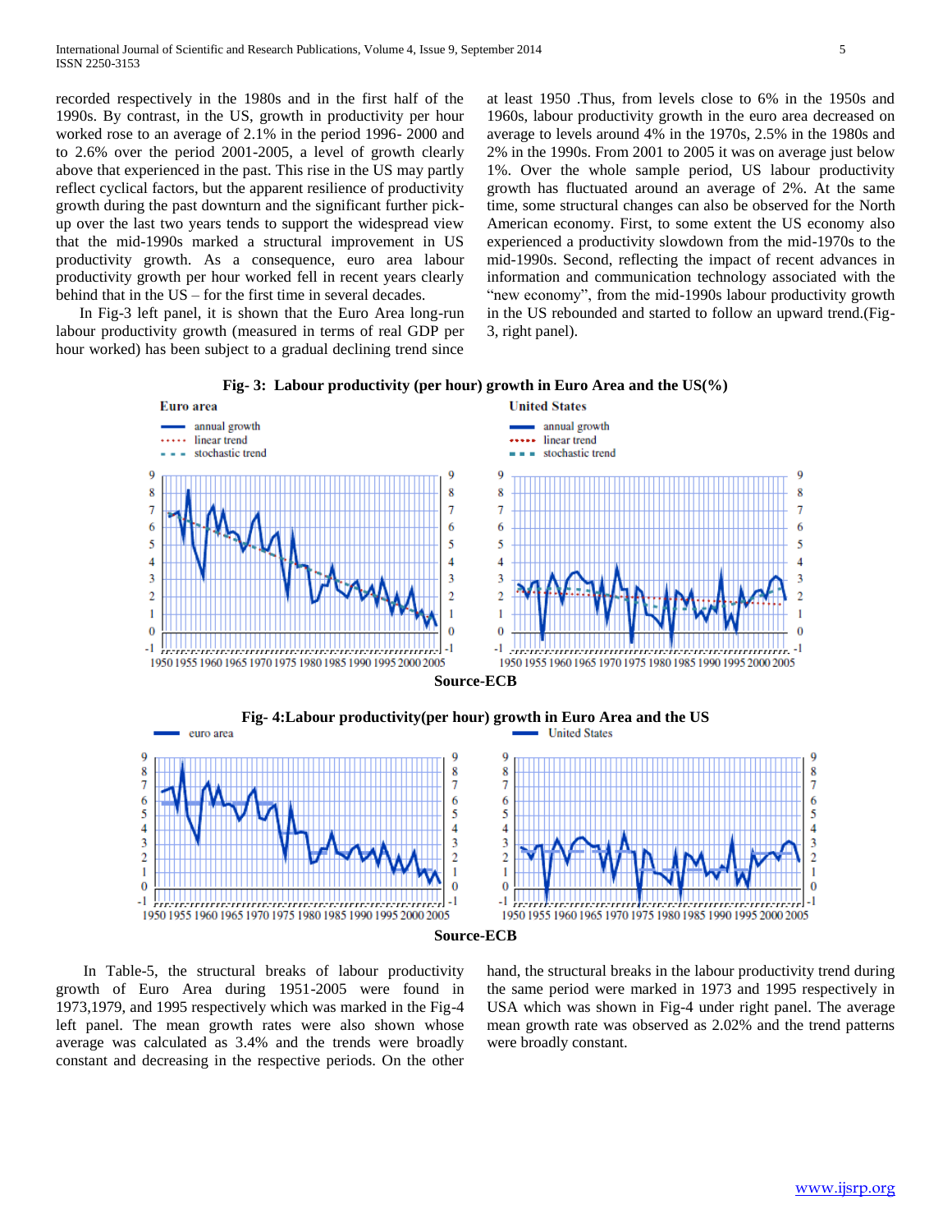recorded respectively in the 1980s and in the first half of the 1990s. By contrast, in the US, growth in productivity per hour worked rose to an average of 2.1% in the period 1996- 2000 and to 2.6% over the period 2001-2005, a level of growth clearly above that experienced in the past. This rise in the US may partly reflect cyclical factors, but the apparent resilience of productivity growth during the past downturn and the significant further pick-up over the last two years tends to support the widespread view that the mid-1990s marked a structural improvement in US productivity growth. As a consequence, euro area labour productivity growth per hour worked fell in recent years clearly behind that in the US – for the first time in several decades.

In Fig-3 left panel, it is shown that the Euro Area long-run labour productivity growth (measured in terms of real GDP per hour worked) has been subject to a gradual declining trend since at least 1950 .Thus, from levels close to 6% in the 1950s and 1960s, labour productivity growth in the euro area decreased on average to levels around 4% in the 1970s, 2.5% in the 1980s and 2% in the 1990s. From 2001 to 2005 it was on average just below 1%. Over the whole sample period, US labour productivity growth has fluctuated around an average of 2%. At the same time, some structural changes can also be observed for the North American economy. First, to some extent the US economy also experienced a productivity slowdown from the mid-1970s to the mid-1990s. Second, reflecting the impact of recent advances in information and communication technology associated with the "new economy", from the mid-1990s labour productivity growth in the US rebounded and started to follow an upward trend.(Fig-3, right panel).

**Fig- 3: Labour productivity (per hour) growth in Euro Area and the US(%)**

**Source-ECB**

**Fig- 4:Labour productivity(per hour) growth in Euro Area and the US**

**Source-ECB**

In Table-5, the structural breaks of labour productivity growth of Euro Area during 1951-2005 were found in 1973,1979, and 1995 respectively which was marked in the Fig-4 left panel. The mean growth rates were also shown whose average was calculated as 3.4% and the trends were broadly constant and decreasing in the respective periods. On the other hand, the structural breaks in the labour productivity trend during the same period were marked in 1973 and 1995 respectively in USA which was shown in Fig-4 under right panel. The average mean growth rate was observed as 2.02% and the trend patterns were broadly constant.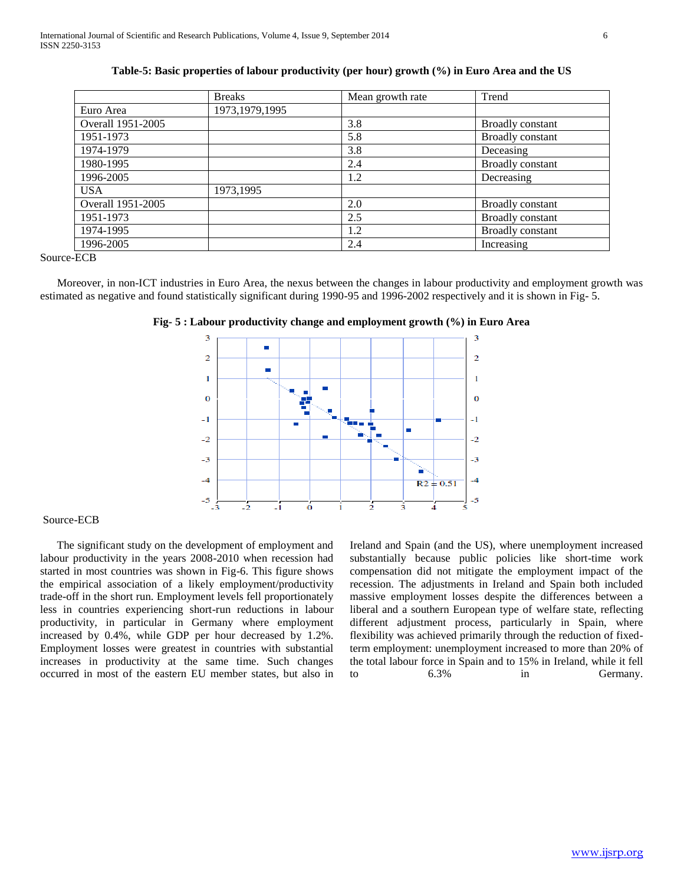**Table-5: Basic properties of labour productivity (per hour) growth (%) in Euro Area and the US**

| | Breaks | Mean growth rate | Trend |
|---|---|---|---|
| Euro Area | 1973,1979,1995 | | |
| Overall 1951-2005 | | 3.8 | Broadly constant |
| 1951-1973 | | 5.8 | Broadly constant |
| 1974-1979 | | 3.8 | Deceasing |
| 1980-1995 | | 2.4 | Broadly constant |
| 1996-2005 | | 1.2 | Decreasing |
| USA | 1973,1995 | | |
| Overall 1951-2005 | | 2.0 | Broadly constant |
| 1951-1973 | | 2.5 | Broadly constant |
| 1974-1995 | | 1.2 | Broadly constant |
| 1996-2005 | | 2.4 | Increasing |

Source-ECB

Moreover, in non-ICT industries in Euro Area, the nexus between the changes in labour productivity and employment growth was estimated as negative and found statistically significant during 1990-95 and 1996-2002 respectively and it is shown in Fig- 5.

**Fig- 5 : Labour productivity change and employment growth (%) in Euro Area**

Source-ECB

The significant study on the development of employment and labour productivity in the years 2008-2010 when recession had started in most countries was shown in Fig-6. This figure shows the empirical association of a likely employment/productivity trade-off in the short run. Employment levels fell proportionately less in countries experiencing short-run reductions in labour productivity, in particular in Germany where employment increased by 0.4%, while GDP per hour decreased by 1.2%. Employment losses were greatest in countries with substantial increases in productivity at the same time. Such changes occurred in most of the eastern EU member states, but also in Ireland and Spain (and the US), where unemployment increased substantially because public policies like short-time work compensation did not mitigate the employment impact of the recession. The adjustments in Ireland and Spain both included massive employment losses despite the differences between a liberal and a southern European type of welfare state, reflecting different adjustment process, particularly in Spain, where flexibility was achieved primarily through the reduction of fixed-term employment: unemployment increased to more than 20% of the total labour force in Spain and to 15% in Ireland, while it fell to 6.3% in Germany.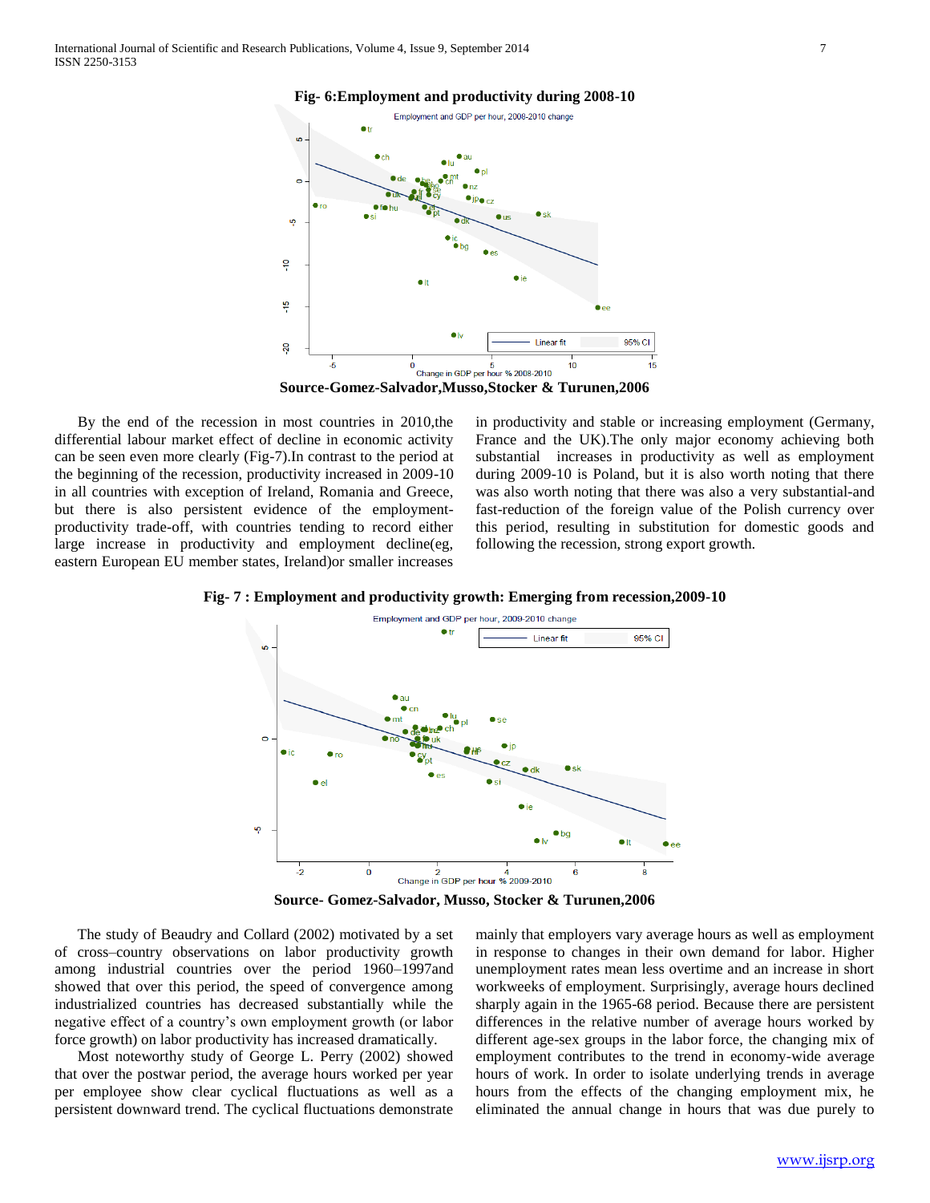**Fig- 6:Employment and productivity during 2008-10**

**Source-Gomez-Salvador,Musso,Stocker & Turunen,2006**

By the end of the recession in most countries in 2010,the differential labour market effect of decline in economic activity can be seen even more clearly (Fig-7).In contrast to the period at the beginning of the recession, productivity increased in 2009-10 in all countries with exception of Ireland, Romania and Greece, but there is also persistent evidence of the employment-productivity trade-off, with countries tending to record either large increase in productivity and employment decline(eg, eastern European EU member states, Ireland)or smaller increases in productivity and stable or increasing employment (Germany, France and the UK).The only major economy achieving both substantial increases in productivity as well as employment during 2009-10 is Poland, but it is also worth noting that there was also worth noting that there was also a very substantial-and fast-reduction of the foreign value of the Polish currency over this period, resulting in substitution for domestic goods and following the recession, strong export growth.

**Fig- 7 : Employment and productivity growth: Emerging from recession,2009-10**

**Source- Gomez-Salvador, Musso, Stocker & Turunen,2006**

The study of Beaudry and Collard (2002) motivated by a set of cross–country observations on labor productivity growth among industrial countries over the period 1960–1997and showed that over this period, the speed of convergence among industrialized countries has decreased substantially while the negative effect of a country's own employment growth (or labor force growth) on labor productivity has increased dramatically.

Most noteworthy study of George L. Perry (2002) showed that over the postwar period, the average hours worked per year per employee show clear cyclical fluctuations as well as a persistent downward trend. The cyclical fluctuations demonstrate mainly that employers vary average hours as well as employment in response to changes in their own demand for labor. Higher unemployment rates mean less overtime and an increase in short workweeks of employment. Surprisingly, average hours declined sharply again in the 1965-68 period. Because there are persistent differences in the relative number of average hours worked by different age-sex groups in the labor force, the changing mix of employment contributes to the trend in economy-wide average hours of work. In order to isolate underlying trends in average hours from the effects of the changing employment mix, he eliminated the annual change in hours that was due purely to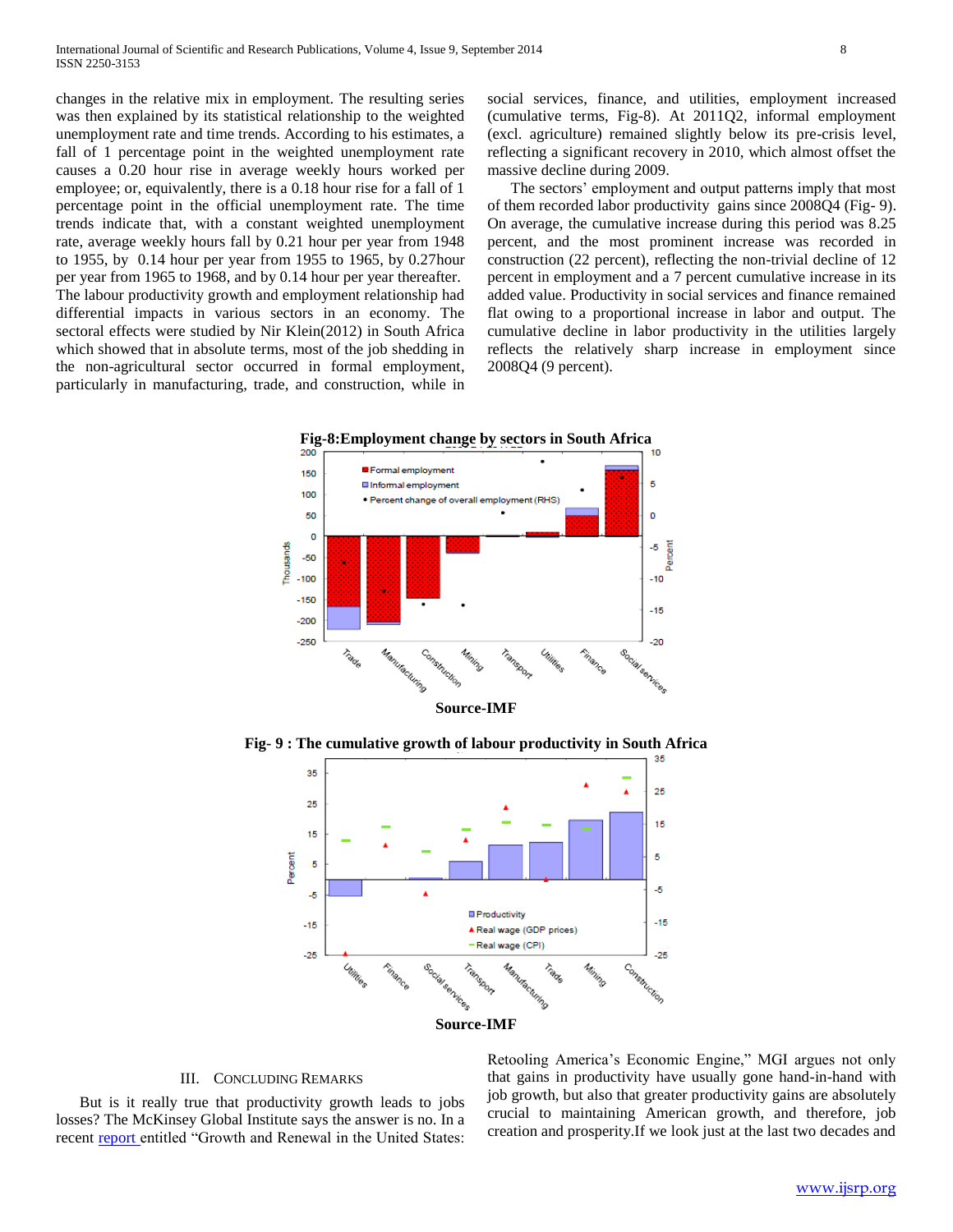changes in the relative mix in employment. The resulting series was then explained by its statistical relationship to the weighted unemployment rate and time trends. According to his estimates, a fall of 1 percentage point in the weighted unemployment rate causes a 0.20 hour rise in average weekly hours worked per employee; or, equivalently, there is a 0.18 hour rise for a fall of 1 percentage point in the official unemployment rate. The time trends indicate that, with a constant weighted unemployment rate, average weekly hours fall by 0.21 hour per year from 1948 to 1955, by 0.14 hour per year from 1955 to 1965, by 0.27hour per year from 1965 to 1968, and by 0.14 hour per year thereafter.
The labour productivity growth and employment relationship had differential impacts in various sectors in an economy. The sectoral effects were studied by Nir Klein(2012) in South Africa which showed that in absolute terms, most of the job shedding in the non-agricultural sector occurred in formal employment, particularly in manufacturing, trade, and construction, while in social services, finance, and utilities, employment increased (cumulative terms, Fig-8). At 2011Q2, informal employment (excl. agriculture) remained slightly below its pre-crisis level, reflecting a significant recovery in 2010, which almost offset the massive decline during 2009.

The sectors' employment and output patterns imply that most of them recorded labor productivity gains since 2008Q4 (Fig- 9). On average, the cumulative increase during this period was 8.25 percent, and the most prominent increase was recorded in construction (22 percent), reflecting the non-trivial decline of 12 percent in employment and a 7 percent cumulative increase in its added value. Productivity in social services and finance remained flat owing to a proportional increase in labor and output. The cumulative decline in labor productivity in the utilities largely reflects the relatively sharp increase in employment since 2008Q4 (9 percent).

**Fig-8:Employment change by sectors in South Africa**

**Source-IMF**

**Fig- 9 : The cumulative growth of labour productivity in South Africa**

**Source-IMF**

## III. Concluding Remarks

But is it really true that productivity growth leads to jobs losses? The McKinsey Global Institute says the answer is no. In a recent report entitled "Growth and Renewal in the United States: Retooling America's Economic Engine," MGI argues not only that gains in productivity have usually gone hand-in-hand with job growth, but also that greater productivity gains are absolutely crucial to maintaining American growth, and therefore, job creation and prosperity.If we look just at the last two decades and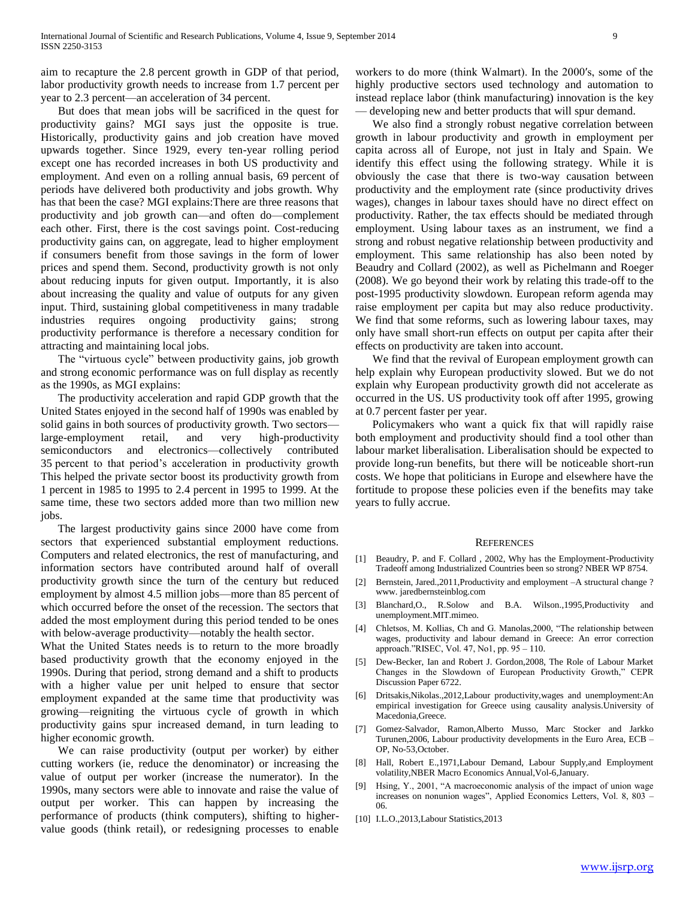aim to recapture the 2.8 percent growth in GDP of that period, labor productivity growth needs to increase from 1.7 percent per year to 2.3 percent—an acceleration of 34 percent.

But does that mean jobs will be sacrificed in the quest for productivity gains? MGI says just the opposite is true. Historically, productivity gains and job creation have moved upwards together. Since 1929, every ten-year rolling period except one has recorded increases in both US productivity and employment. And even on a rolling annual basis, 69 percent of periods have delivered both productivity and jobs growth. Why has that been the case? MGI explains:There are three reasons that productivity and job growth can—and often do—complement each other. First, there is the cost savings point. Cost-reducing productivity gains can, on aggregate, lead to higher employment if consumers benefit from those savings in the form of lower prices and spend them. Second, productivity growth is not only about reducing inputs for given output. Importantly, it is also about increasing the quality and value of outputs for any given input. Third, sustaining global competitiveness in many tradable industries requires ongoing productivity gains; strong productivity performance is therefore a necessary condition for attracting and maintaining local jobs.

The "virtuous cycle" between productivity gains, job growth and strong economic performance was on full display as recently as the 1990s, as MGI explains:

The productivity acceleration and rapid GDP growth that the United States enjoyed in the second half of 1990s was enabled by solid gains in both sources of productivity growth. Two sectors—large-employment retail, and very high-productivity semiconductors and electronics—collectively contributed 35 percent to that period's acceleration in productivity growth This helped the private sector boost its productivity growth from 1 percent in 1985 to 1995 to 2.4 percent in 1995 to 1999. At the same time, these two sectors added more than two million new jobs.

The largest productivity gains since 2000 have come from sectors that experienced substantial employment reductions. Computers and related electronics, the rest of manufacturing, and information sectors have contributed around half of overall productivity growth since the turn of the century but reduced employment by almost 4.5 million jobs—more than 85 percent of which occurred before the onset of the recession. The sectors that added the most employment during this period tended to be ones with below-average productivity—notably the health sector.

What the United States needs is to return to the more broadly based productivity growth that the economy enjoyed in the 1990s. During that period, strong demand and a shift to products with a higher value per unit helped to ensure that sector employment expanded at the same time that productivity was growing—reigniting the virtuous cycle of growth in which productivity gains spur increased demand, in turn leading to higher economic growth.

We can raise productivity (output per worker) by either cutting workers (ie, reduce the denominator) or increasing the value of output per worker (increase the numerator). In the 1990s, many sectors were able to innovate and raise the value of output per worker. This can happen by increasing the performance of products (think computers), shifting to higher-value goods (think retail), or redesigning processes to enable workers to do more (think Walmart). In the 2000′s, some of the highly productive sectors used technology and automation to instead replace labor (think manufacturing) innovation is the key — developing new and better products that will spur demand.

We also find a strongly robust negative correlation between growth in labour productivity and growth in employment per capita across all of Europe, not just in Italy and Spain. We identify this effect using the following strategy. While it is obviously the case that there is two-way causation between productivity and the employment rate (since productivity drives wages), changes in labour taxes should have no direct effect on productivity. Rather, the tax effects should be mediated through employment. Using labour taxes as an instrument, we find a strong and robust negative relationship between productivity and employment. This same relationship has also been noted by Beaudry and Collard (2002), as well as Pichelmann and Roeger (2008). We go beyond their work by relating this trade-off to the post-1995 productivity slowdown. European reform agenda may raise employment per capita but may also reduce productivity. We find that some reforms, such as lowering labour taxes, may only have small short-run effects on output per capita after their effects on productivity are taken into account.

We find that the revival of European employment growth can help explain why European productivity slowed. But we do not explain why European productivity growth did not accelerate as occurred in the US. US productivity took off after 1995, growing at 0.7 percent faster per year.

Policymakers who want a quick fix that will rapidly raise both employment and productivity should find a tool other than labour market liberalisation. Liberalisation should be expected to provide long-run benefits, but there will be noticeable short-run costs. We hope that politicians in Europe and elsewhere have the fortitude to propose these policies even if the benefits may take years to fully accrue.

## REFERENCES

[1] Beaudry, P. and F. Collard , 2002, Why has the Employment-Productivity Tradeoff among Industrialized Countries been so strong? NBER WP 8754.

[2] Bernstein, Jared.,2011,Productivity and employment –A structural change ? www. jaredbernsteinblog.com

[3] Blanchard,O., R.Solow and B.A. Wilson.,1995,Productivity and unemployment.MIT.mimeo.

[4] Chletsos, M. Kollias, Ch and G. Manolas,2000, "The relationship between wages, productivity and labour demand in Greece: An error correction approach."RISEC, Vol. 47, No1, pp. 95 – 110.

[5] Dew-Becker, Ian and Robert J. Gordon,2008, The Role of Labour Market Changes in the Slowdown of European Productivity Growth," CEPR Discussion Paper 6722.

[6] Dritsakis,Nikolas.,2012,Labour productivity,wages and unemployment:An empirical investigation for Greece using causality analysis.University of Macedonia,Greece.

[7] Gomez-Salvador, Ramon,Alberto Musso, Marc Stocker and Jarkko Turunen,2006, Labour productivity developments in the Euro Area, ECB – OP, No-53,October.

[8] Hall, Robert E.,1971,Labour Demand, Labour Supply,and Employment volatility,NBER Macro Economics Annual,Vol-6,January.

[9] Hsing, Y., 2001, "A macroeconomic analysis of the impact of union wage increases on nonunion wages", Applied Economics Letters, Vol. 8, 803 – 06.

[10] I.L.O.,2013,Labour Statistics,2013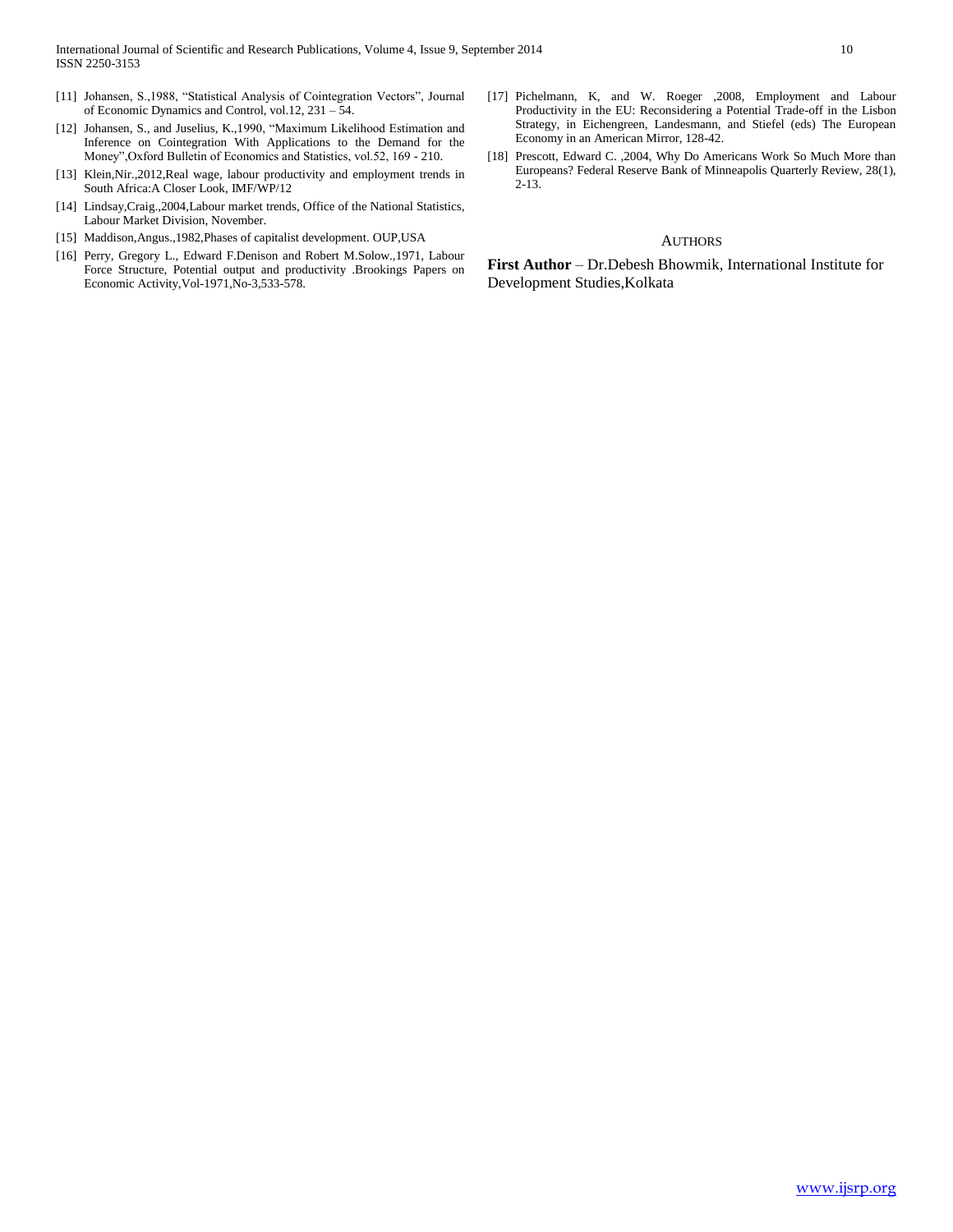[11] Johansen, S.,1988, "Statistical Analysis of Cointegration Vectors", Journal of Economic Dynamics and Control, vol.12, 231 – 54.

[12] Johansen, S., and Juselius, K.,1990, "Maximum Likelihood Estimation and Inference on Cointegration With Applications to the Demand for the Money",Oxford Bulletin of Economics and Statistics, vol.52, 169 - 210.

[13] Klein,Nir.,2012,Real wage, labour productivity and employment trends in South Africa:A Closer Look, IMF/WP/12

[14] Lindsay,Craig.,2004,Labour market trends, Office of the National Statistics, Labour Market Division, November.

[15] Maddison,Angus.,1982,Phases of capitalist development. OUP,USA

[16] Perry, Gregory L., Edward F.Denison and Robert M.Solow.,1971, Labour Force Structure, Potential output and productivity .Brookings Papers on Economic Activity,Vol-1971,No-3,533-578.

[17] Pichelmann, K, and W. Roeger ,2008, Employment and Labour Productivity in the EU: Reconsidering a Potential Trade-off in the Lisbon Strategy, in Eichengreen, Landesmann, and Stiefel (eds) The European Economy in an American Mirror, 128-42.

[18] Prescott, Edward C. ,2004, Why Do Americans Work So Much More than Europeans? Federal Reserve Bank of Minneapolis Quarterly Review, 28(1), 2-13.

## AUTHORS

**First Author** – Dr.Debesh Bhowmik, International Institute for Development Studies,Kolkata